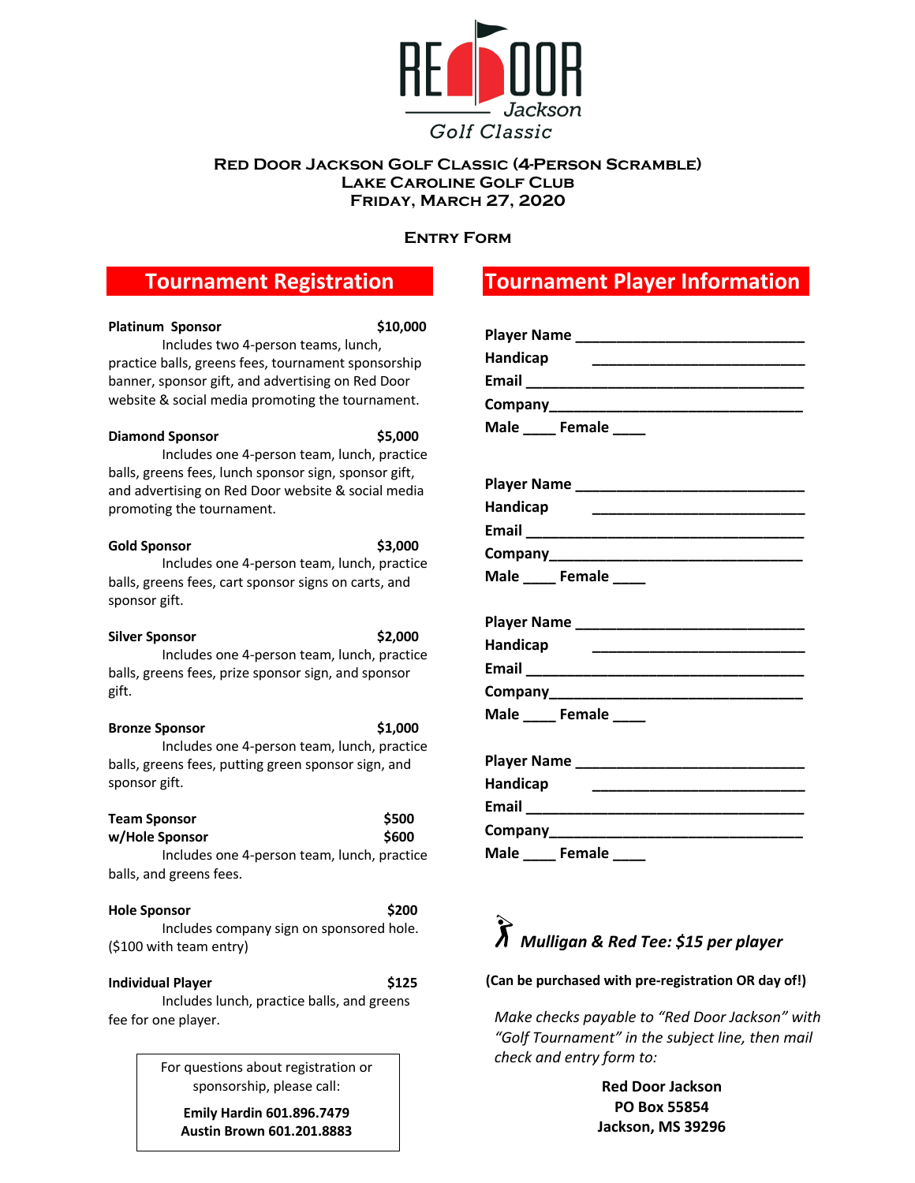# Red Door Jackson Golf Classic

## Red Door Jackson Golf Classic (4-Person Scramble)
## Lake Caroline Golf Club
## Friday, March 27, 2020

### Entry Form

## Tournament Registration

**Platinum Sponsor** **$10,000**
Includes two 4-person teams, lunch, practice balls, greens fees, tournament sponsorship banner, sponsor gift, and advertising on Red Door website & social media promoting the tournament.

**Diamond Sponsor** **$5,000**
Includes one 4-person team, lunch, practice balls, greens fees, lunch sponsor sign, sponsor gift, and advertising on Red Door website & social media promoting the tournament.

**Gold Sponsor** **$3,000**
Includes one 4-person team, lunch, practice balls, greens fees, cart sponsor signs on carts, and sponsor gift.

**Silver Sponsor** **$2,000**
Includes one 4-person team, lunch, practice balls, greens fees, prize sponsor sign, and sponsor gift.

**Bronze Sponsor** **$1,000**
Includes one 4-person team, lunch, practice balls, greens fees, putting green sponsor sign, and sponsor gift.

**Team Sponsor** **$500**
**w/Hole Sponsor** **$600**
Includes one 4-person team, lunch, practice balls, and greens fees.

**Hole Sponsor** **$200**
Includes company sign on sponsored hole. ($100 with team entry)

**Individual Player** **$125**
Includes lunch, practice balls, and greens fee for one player.

For questions about registration or sponsorship, please call:

**Emily Hardin 601.896.7479**
**Austin Brown 601.201.8883**

## Tournament Player Information

**Player Name** ____________________________
**Handicap** ____________________________
**Email** ____________________________
**Company** ____________________________
**Male** ____ **Female** ____

**Player Name** ____________________________
**Handicap** ____________________________
**Email** ____________________________
**Company** ____________________________
**Male** ____ **Female** ____

**Player Name** ____________________________
**Handicap** ____________________________
**Email** ____________________________
**Company** ____________________________
**Male** ____ **Female** ____

**Player Name** ____________________________
**Handicap** ____________________________
**Email** ____________________________
**Company** ____________________________
**Male** ____ **Female** ____

***Mulligan & Red Tee: $15 per player***

**(Can be purchased with pre-registration OR day of!)**

*Make checks payable to "Red Door Jackson" with "Golf Tournament" in the subject line, then mail check and entry form to:*

**Red Door Jackson**
**PO Box 55854**
**Jackson, MS 39296**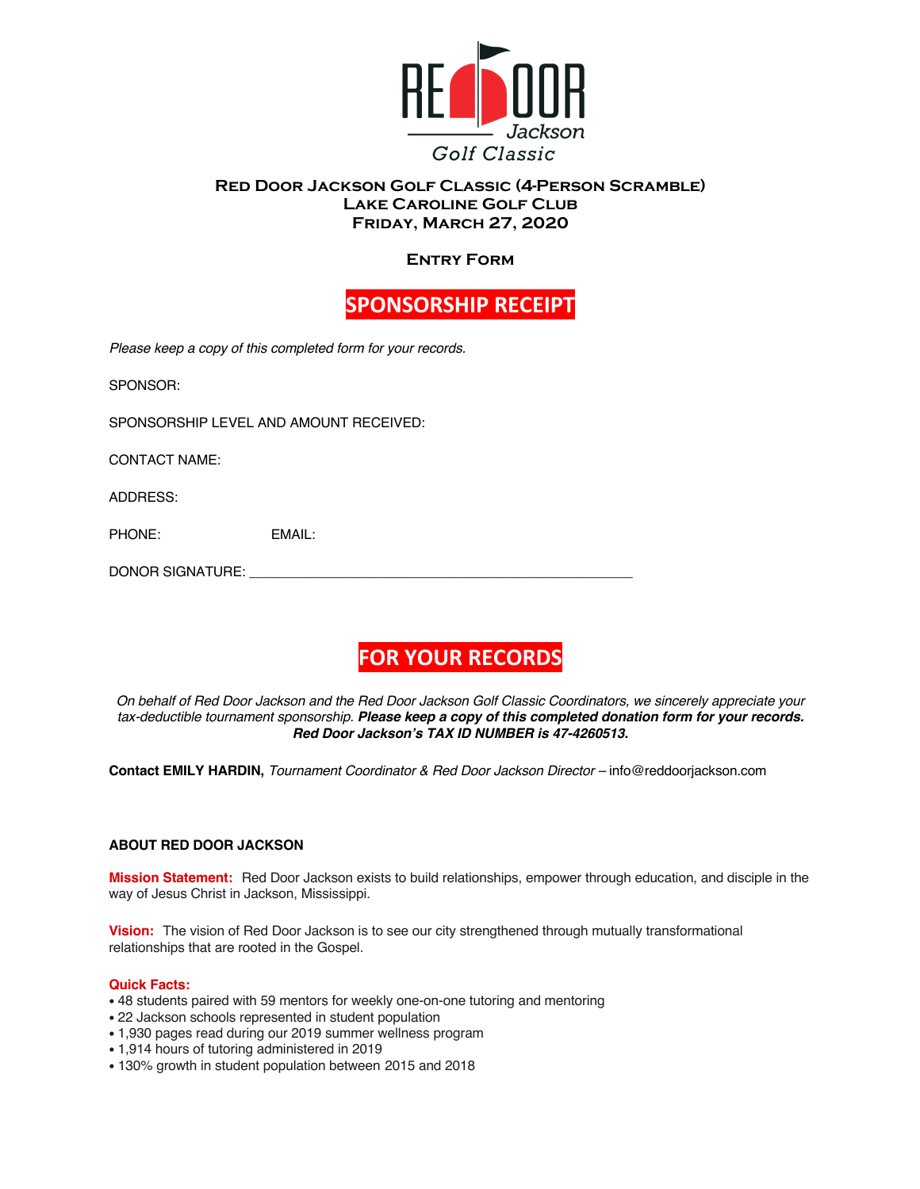RED DOOR Jackson Golf Classic

## Red Door Jackson Golf Classic (4-Person Scramble)
## Lake Caroline Golf Club
## Friday, March 27, 2020

### Entry Form

## SPONSORSHIP RECEIPT

*Please keep a copy of this completed form for your records.*

SPONSOR:

SPONSORSHIP LEVEL AND AMOUNT RECEIVED:

CONTACT NAME:

ADDRESS:

PHONE: EMAIL:

DONOR SIGNATURE: ___________________________________________________

## FOR YOUR RECORDS

*On behalf of Red Door Jackson and the Red Door Jackson Golf Classic Coordinators, we sincerely appreciate your tax-deductible tournament sponsorship.* ***Please keep a copy of this completed donation form for your records. Red Door Jackson's TAX ID NUMBER is 47-4260513.***

**Contact EMILY HARDIN,** *Tournament Coordinator & Red Door Jackson Director* – info@reddoorjackson.com

**ABOUT RED DOOR JACKSON**

**Mission Statement:** Red Door Jackson exists to build relationships, empower through education, and disciple in the way of Jesus Christ in Jackson, Mississippi.

**Vision:** The vision of Red Door Jackson is to see our city strengthened through mutually transformational relationships that are rooted in the Gospel.

**Quick Facts:**

- 48 students paired with 59 mentors for weekly one-on-one tutoring and mentoring
- 22 Jackson schools represented in student population
- 1,930 pages read during our 2019 summer wellness program
- 1,914 hours of tutoring administered in 2019
- 130% growth in student population between 2015 and 2018